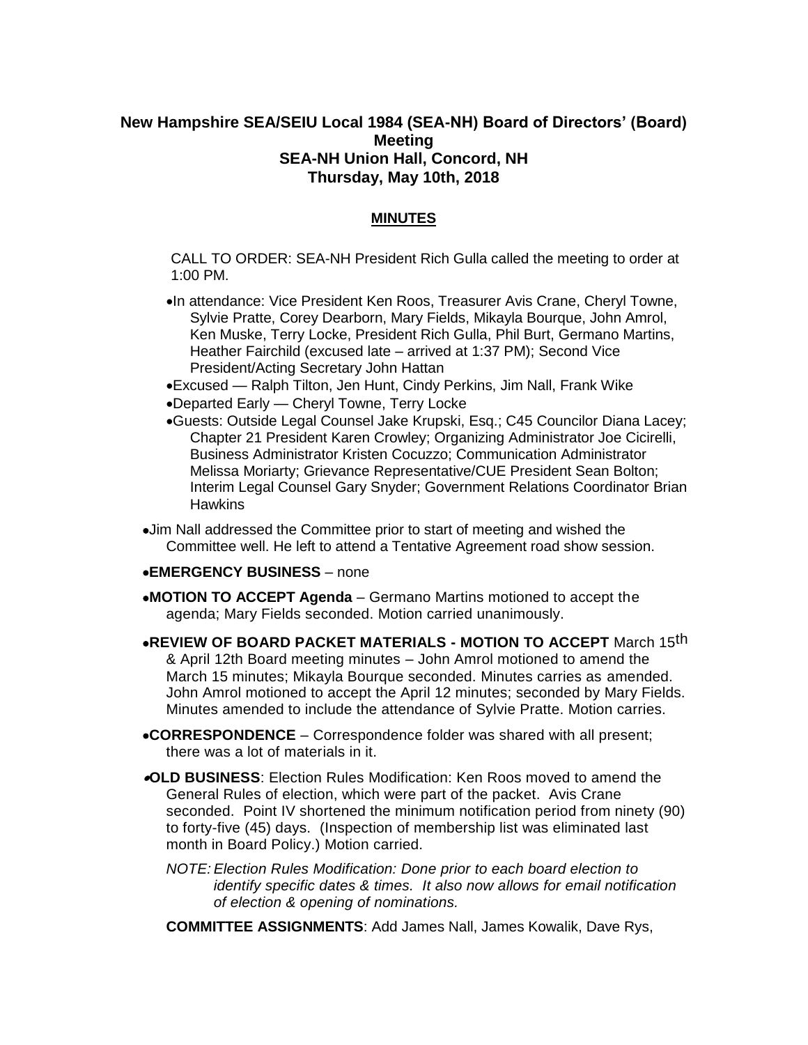# New Hampshire SEA/SEIU Local 1984 (SEA-NH) Board of Directors' (Board) Meeting
## SEA-NH Union Hall, Concord, NH
## Thursday, May 10th, 2018

**MINUTES**

CALL TO ORDER: SEA-NH President Rich Gulla called the meeting to order at 1:00 PM.

- In attendance: Vice President Ken Roos, Treasurer Avis Crane, Cheryl Towne, Sylvie Pratte, Corey Dearborn, Mary Fields, Mikayla Bourque, John Amrol, Ken Muske, Terry Locke, President Rich Gulla, Phil Burt, Germano Martins, Heather Fairchild (excused late – arrived at 1:37 PM); Second Vice President/Acting Secretary John Hattan
- Excused — Ralph Tilton, Jen Hunt, Cindy Perkins, Jim Nall, Frank Wike
- Departed Early — Cheryl Towne, Terry Locke
- Guests: Outside Legal Counsel Jake Krupski, Esq.; C45 Councilor Diana Lacey; Chapter 21 President Karen Crowley; Organizing Administrator Joe Cicirelli, Business Administrator Kristen Cocuzzo; Communication Administrator Melissa Moriarty; Grievance Representative/CUE President Sean Bolton; Interim Legal Counsel Gary Snyder; Government Relations Coordinator Brian Hawkins

- Jim Nall addressed the Committee prior to start of meeting and wished the Committee well. He left to attend a Tentative Agreement road show session.
- **EMERGENCY BUSINESS** – none
- **MOTION TO ACCEPT Agenda** – Germano Martins motioned to accept the agenda; Mary Fields seconded. Motion carried unanimously.
- **REVIEW OF BOARD PACKET MATERIALS - MOTION TO ACCEPT** March 15th & April 12th Board meeting minutes – John Amrol motioned to amend the March 15 minutes; Mikayla Bourque seconded. Minutes carries as amended. John Amrol motioned to accept the April 12 minutes; seconded by Mary Fields. Minutes amended to include the attendance of Sylvie Pratte. Motion carries.
- **CORRESPONDENCE** – Correspondence folder was shared with all present; there was a lot of materials in it.
- **OLD BUSINESS**: Election Rules Modification: Ken Roos moved to amend the General Rules of election, which were part of the packet. Avis Crane seconded. Point IV shortened the minimum notification period from ninety (90) to forty-five (45) days. (Inspection of membership list was eliminated last month in Board Policy.) Motion carried.

  *NOTE: Election Rules Modification: Done prior to each board election to identify specific dates & times. It also now allows for email notification of election & opening of nominations.*

  **COMMITTEE ASSIGNMENTS**: Add James Nall, James Kowalik, Dave Rys,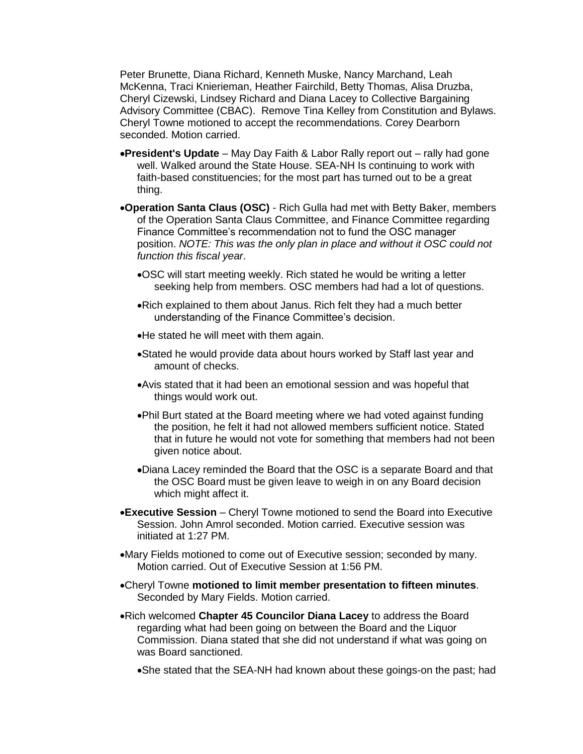Peter Brunette, Diana Richard, Kenneth Muske, Nancy Marchand, Leah McKenna, Traci Knierieman, Heather Fairchild, Betty Thomas, Alisa Druzba, Cheryl Cizewski, Lindsey Richard and Diana Lacey to Collective Bargaining Advisory Committee (CBAC). Remove Tina Kelley from Constitution and Bylaws. Cheryl Towne motioned to accept the recommendations. Corey Dearborn seconded. Motion carried.

- **President's Update** – May Day Faith & Labor Rally report out – rally had gone well. Walked around the State House. SEA-NH Is continuing to work with faith-based constituencies; for the most part has turned out to be a great thing.
- **Operation Santa Claus (OSC)** - Rich Gulla had met with Betty Baker, members of the Operation Santa Claus Committee, and Finance Committee regarding Finance Committee's recommendation not to fund the OSC manager position. *NOTE: This was the only plan in place and without it OSC could not function this fiscal year*.
  - OSC will start meeting weekly. Rich stated he would be writing a letter seeking help from members. OSC members had had a lot of questions.
  - Rich explained to them about Janus. Rich felt they had a much better understanding of the Finance Committee's decision.
  - He stated he will meet with them again.
  - Stated he would provide data about hours worked by Staff last year and amount of checks.
  - Avis stated that it had been an emotional session and was hopeful that things would work out.
  - Phil Burt stated at the Board meeting where we had voted against funding the position, he felt it had not allowed members sufficient notice. Stated that in future he would not vote for something that members had not been given notice about.
  - Diana Lacey reminded the Board that the OSC is a separate Board and that the OSC Board must be given leave to weigh in on any Board decision which might affect it.
- **Executive Session** – Cheryl Towne motioned to send the Board into Executive Session. John Amrol seconded. Motion carried. Executive session was initiated at 1:27 PM.
- Mary Fields motioned to come out of Executive session; seconded by many. Motion carried. Out of Executive Session at 1:56 PM.
- Cheryl Towne **motioned to limit member presentation to fifteen minutes**. Seconded by Mary Fields. Motion carried.
- Rich welcomed **Chapter 45 Councilor Diana Lacey** to address the Board regarding what had been going on between the Board and the Liquor Commission. Diana stated that she did not understand if what was going on was Board sanctioned.
  - She stated that the SEA-NH had known about these goings-on the past; had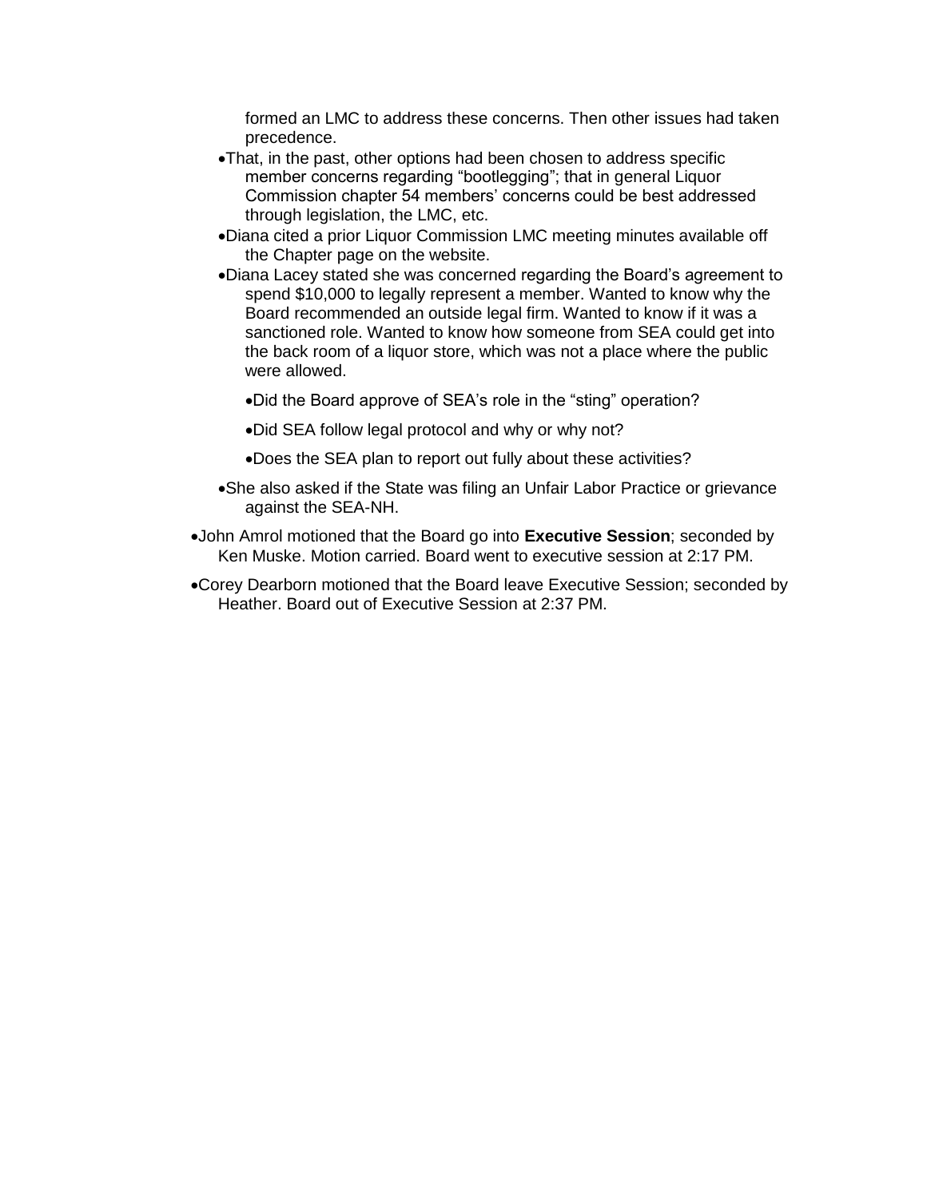formed an LMC to address these concerns. Then other issues had taken precedence.

- That, in the past, other options had been chosen to address specific member concerns regarding "bootlegging"; that in general Liquor Commission chapter 54 members' concerns could be best addressed through legislation, the LMC, etc.
- Diana cited a prior Liquor Commission LMC meeting minutes available off the Chapter page on the website.
- Diana Lacey stated she was concerned regarding the Board's agreement to spend $10,000 to legally represent a member. Wanted to know why the Board recommended an outside legal firm. Wanted to know if it was a sanctioned role. Wanted to know how someone from SEA could get into the back room of a liquor store, which was not a place where the public were allowed.
    - Did the Board approve of SEA's role in the "sting" operation?
    - Did SEA follow legal protocol and why or why not?
    - Does the SEA plan to report out fully about these activities?
- She also asked if the State was filing an Unfair Labor Practice or grievance against the SEA-NH.

- John Amrol motioned that the Board go into **Executive Session**; seconded by Ken Muske. Motion carried. Board went to executive session at 2:17 PM.
- Corey Dearborn motioned that the Board leave Executive Session; seconded by Heather. Board out of Executive Session at 2:37 PM.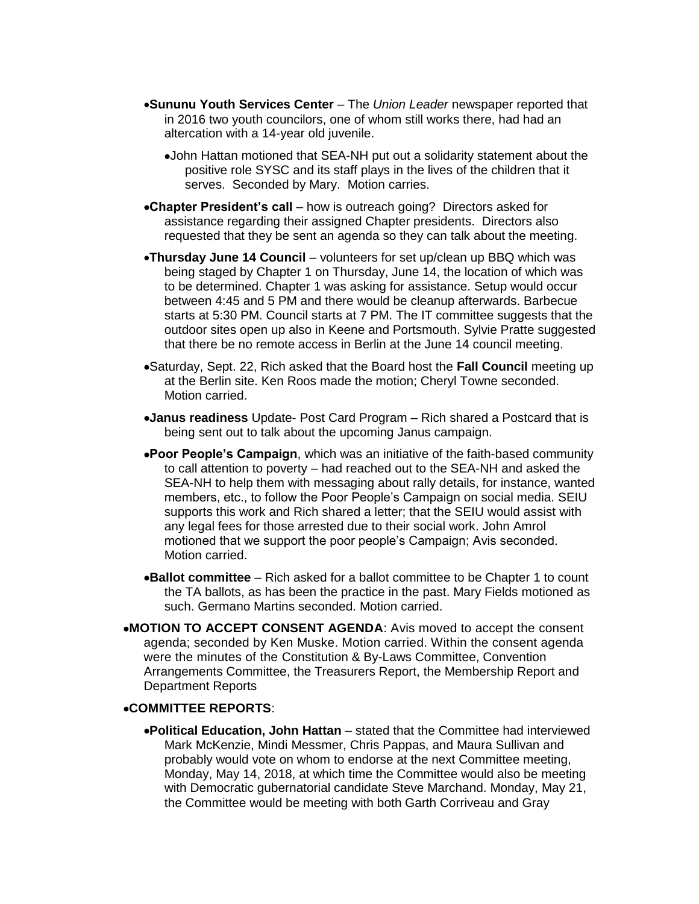- **Sununu Youth Services Center** – The *Union Leader* newspaper reported that in 2016 two youth councilors, one of whom still works there, had had an altercation with a 14-year old juvenile.
  - John Hattan motioned that SEA-NH put out a solidarity statement about the positive role SYSC and its staff plays in the lives of the children that it serves. Seconded by Mary. Motion carries.
- **Chapter President's call** – how is outreach going? Directors asked for assistance regarding their assigned Chapter presidents. Directors also requested that they be sent an agenda so they can talk about the meeting.
- **Thursday June 14 Council** – volunteers for set up/clean up BBQ which was being staged by Chapter 1 on Thursday, June 14, the location of which was to be determined. Chapter 1 was asking for assistance. Setup would occur between 4:45 and 5 PM and there would be cleanup afterwards. Barbecue starts at 5:30 PM. Council starts at 7 PM. The IT committee suggests that the outdoor sites open up also in Keene and Portsmouth. Sylvie Pratte suggested that there be no remote access in Berlin at the June 14 council meeting.
- Saturday, Sept. 22, Rich asked that the Board host the **Fall Council** meeting up at the Berlin site. Ken Roos made the motion; Cheryl Towne seconded. Motion carried.
- **Janus readiness** Update- Post Card Program – Rich shared a Postcard that is being sent out to talk about the upcoming Janus campaign.
- **Poor People's Campaign**, which was an initiative of the faith-based community to call attention to poverty – had reached out to the SEA-NH and asked the SEA-NH to help them with messaging about rally details, for instance, wanted members, etc., to follow the Poor People's Campaign on social media. SEIU supports this work and Rich shared a letter; that the SEIU would assist with any legal fees for those arrested due to their social work. John Amrol motioned that we support the poor people's Campaign; Avis seconded. Motion carried.
- **Ballot committee** – Rich asked for a ballot committee to be Chapter 1 to count the TA ballots, as has been the practice in the past. Mary Fields motioned as such. Germano Martins seconded. Motion carried.

- **MOTION TO ACCEPT CONSENT AGENDA**: Avis moved to accept the consent agenda; seconded by Ken Muske. Motion carried. Within the consent agenda were the minutes of the Constitution & By-Laws Committee, Convention Arrangements Committee, the Treasurers Report, the Membership Report and Department Reports

- **COMMITTEE REPORTS**:
  - **Political Education, John Hattan** – stated that the Committee had interviewed Mark McKenzie, Mindi Messmer, Chris Pappas, and Maura Sullivan and probably would vote on whom to endorse at the next Committee meeting, Monday, May 14, 2018, at which time the Committee would also be meeting with Democratic gubernatorial candidate Steve Marchand. Monday, May 21, the Committee would be meeting with both Garth Corriveau and Gray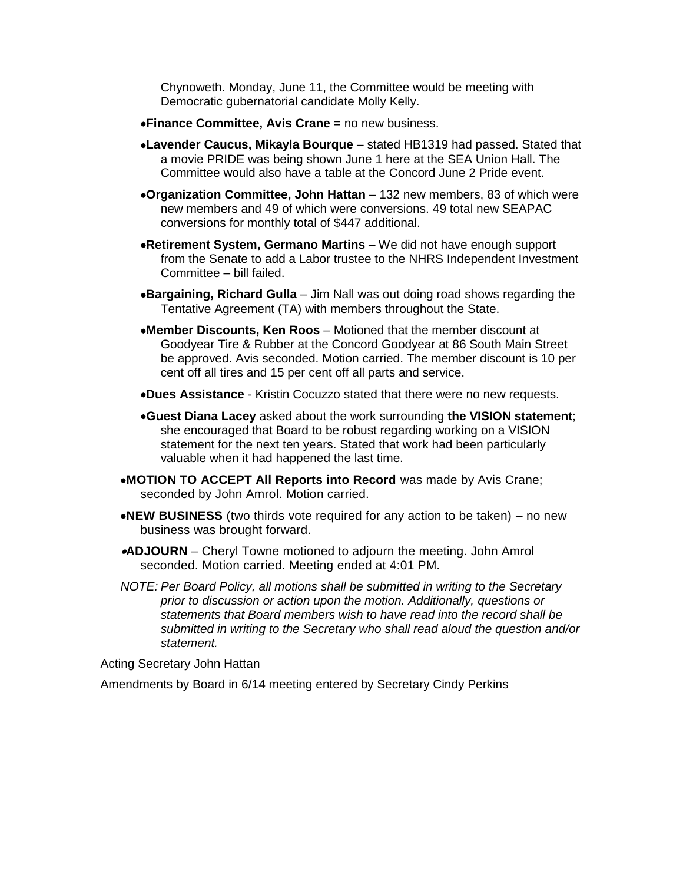Chynoweth. Monday, June 11, the Committee would be meeting with Democratic gubernatorial candidate Molly Kelly.

- **Finance Committee, Avis Crane** = no new business.
- **Lavender Caucus, Mikayla Bourque** – stated HB1319 had passed. Stated that a movie PRIDE was being shown June 1 here at the SEA Union Hall. The Committee would also have a table at the Concord June 2 Pride event.
- **Organization Committee, John Hattan** – 132 new members, 83 of which were new members and 49 of which were conversions. 49 total new SEAPAC conversions for monthly total of $447 additional.
- **Retirement System, Germano Martins** – We did not have enough support from the Senate to add a Labor trustee to the NHRS Independent Investment Committee – bill failed.
- **Bargaining, Richard Gulla** – Jim Nall was out doing road shows regarding the Tentative Agreement (TA) with members throughout the State.
- **Member Discounts, Ken Roos** – Motioned that the member discount at Goodyear Tire & Rubber at the Concord Goodyear at 86 South Main Street be approved. Avis seconded. Motion carried. The member discount is 10 per cent off all tires and 15 per cent off all parts and service.
- **Dues Assistance** - Kristin Cocuzzo stated that there were no new requests.
- **Guest Diana Lacey** asked about the work surrounding **the VISION statement**; she encouraged that Board to be robust regarding working on a VISION statement for the next ten years. Stated that work had been particularly valuable when it had happened the last time.

- **MOTION TO ACCEPT All Reports into Record** was made by Avis Crane; seconded by John Amrol. Motion carried.
- **NEW BUSINESS** (two thirds vote required for any action to be taken) – no new business was brought forward.
- **ADJOURN** – Cheryl Towne motioned to adjourn the meeting. John Amrol seconded. Motion carried. Meeting ended at 4:01 PM.

*NOTE: Per Board Policy, all motions shall be submitted in writing to the Secretary prior to discussion or action upon the motion. Additionally, questions or statements that Board members wish to have read into the record shall be submitted in writing to the Secretary who shall read aloud the question and/or statement.*

Acting Secretary John Hattan

Amendments by Board in 6/14 meeting entered by Secretary Cindy Perkins